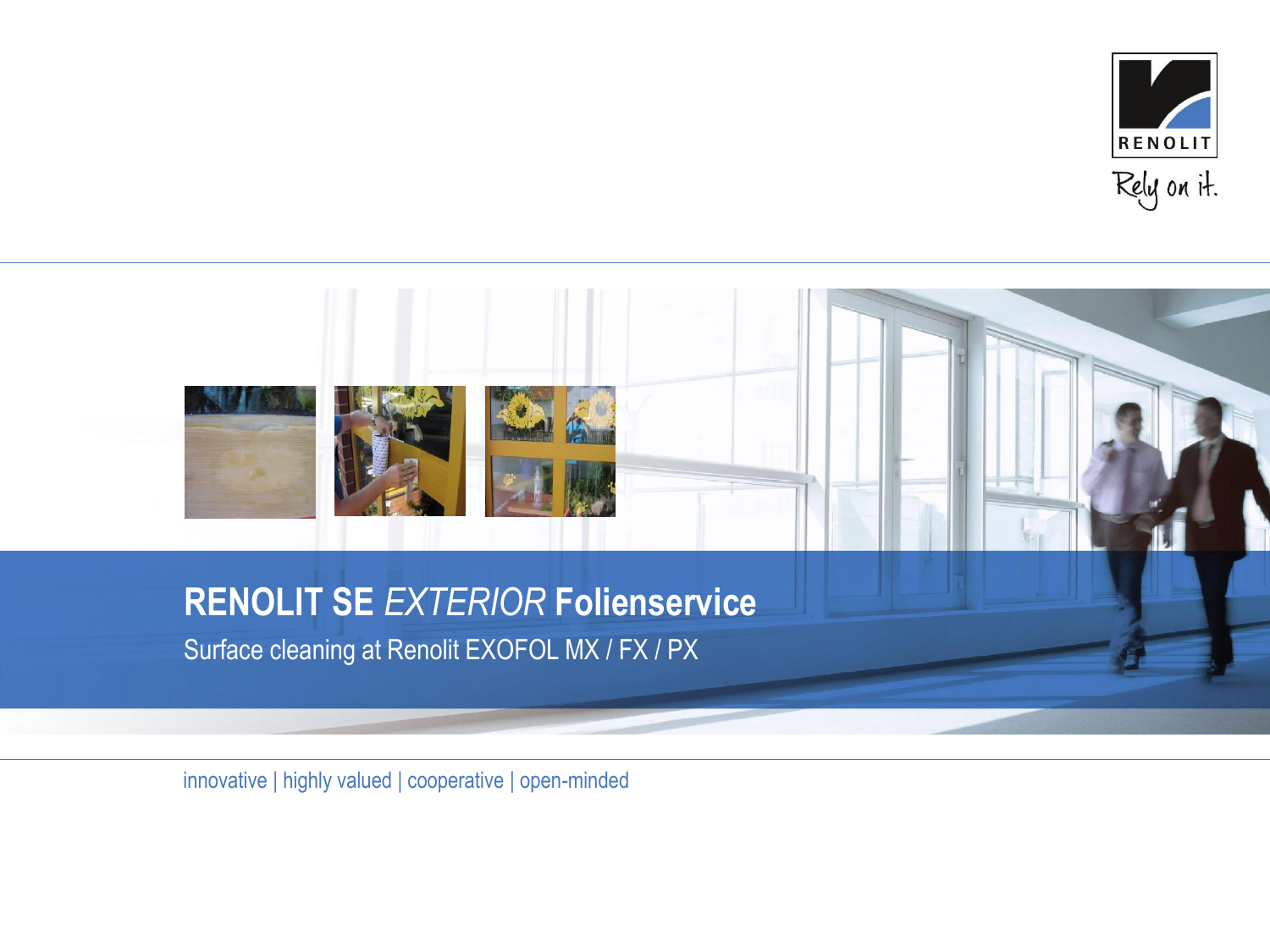RENOLIT

Rely on it.

# RENOLIT SE *EXTERIOR* Folienservice

Surface cleaning at Renolit EXOFOL MX / FX / PX

innovative | highly valued | cooperative | open-minded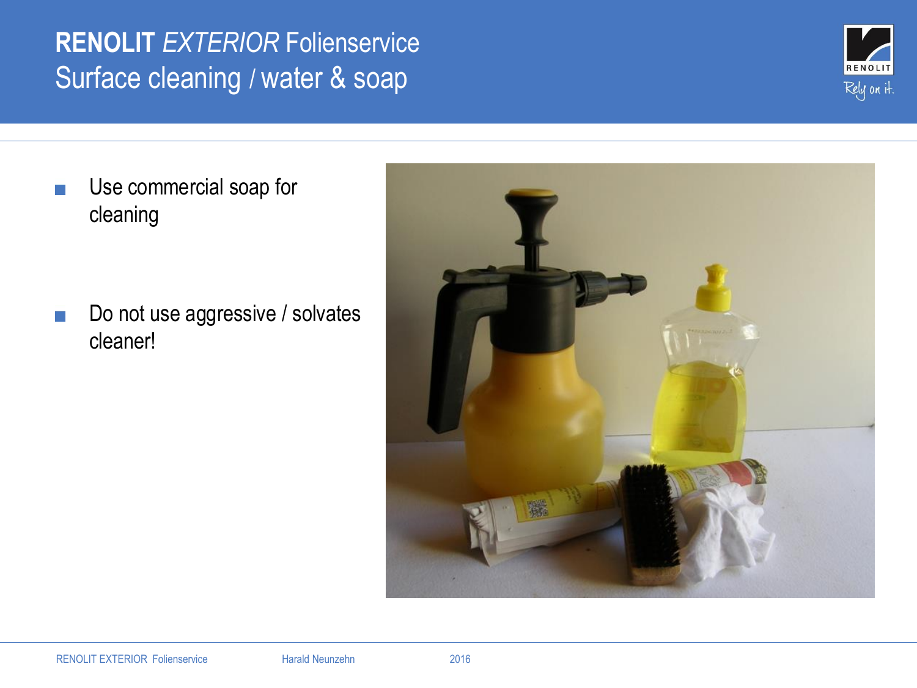# **RENOLIT** *EXTERIOR* Folienservice
## Surface cleaning / water & soap

- Use commercial soap for cleaning
- Do not use aggressive / solvates cleaner!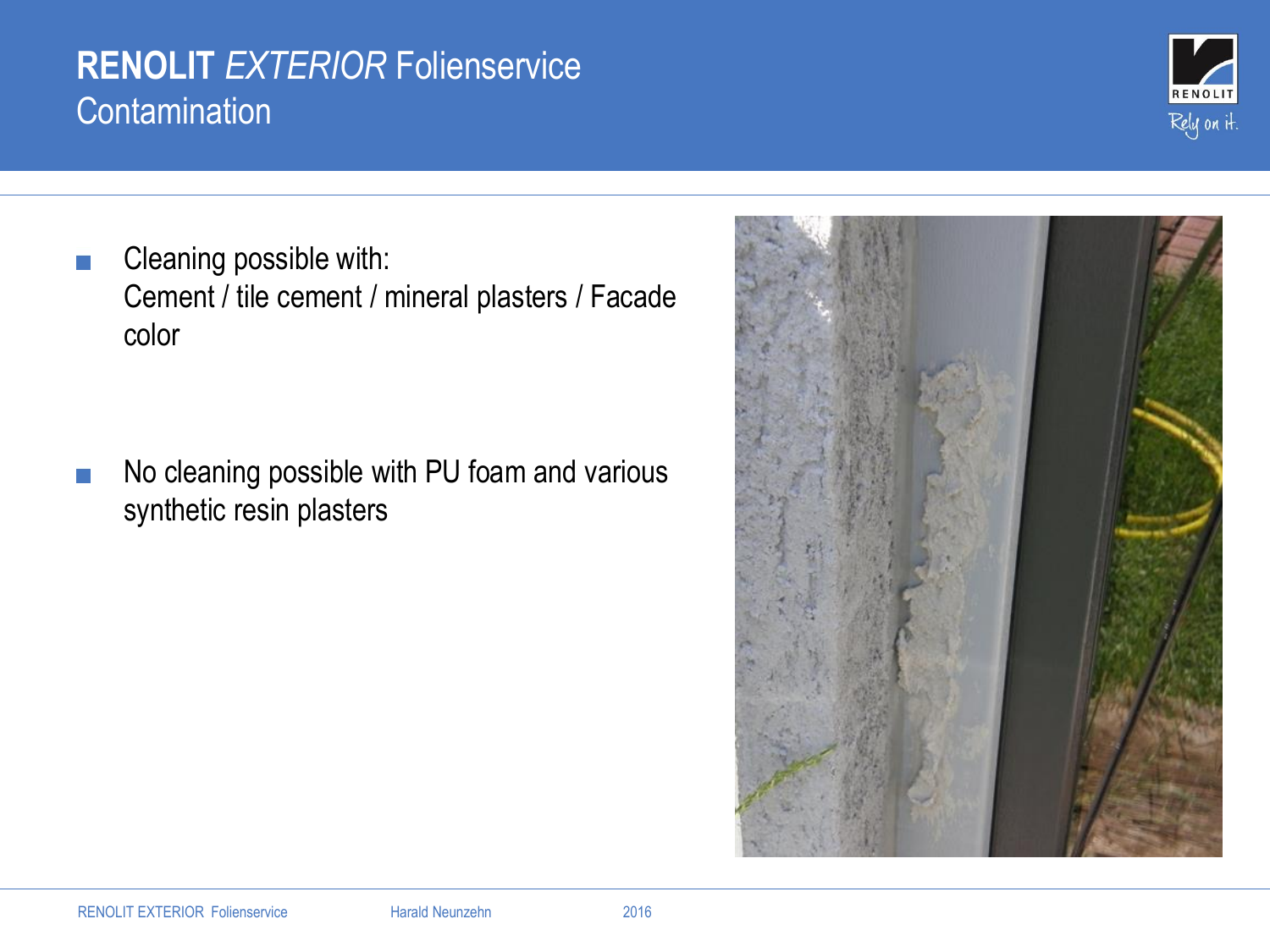# RENOLIT *EXTERIOR* Folienservice

## Contamination

- Cleaning possible with:
  Cement / tile cement / mineral plasters / Facade color

- No cleaning possible with PU foam and various synthetic resin plasters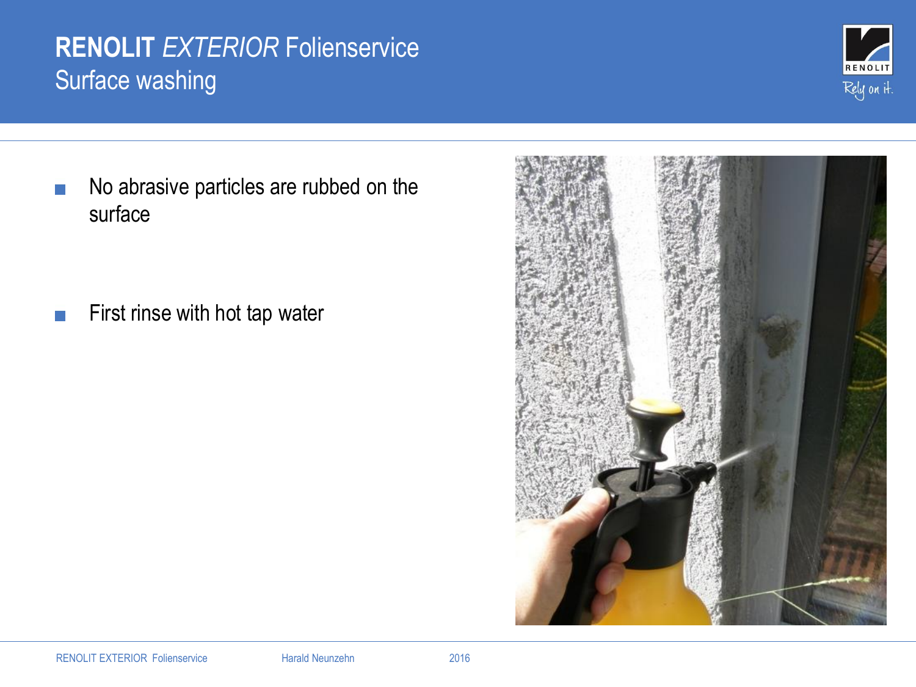# RENOLIT *EXTERIOR* Folienservice

## Surface washing

- No abrasive particles are rubbed on the surface
- First rinse with hot tap water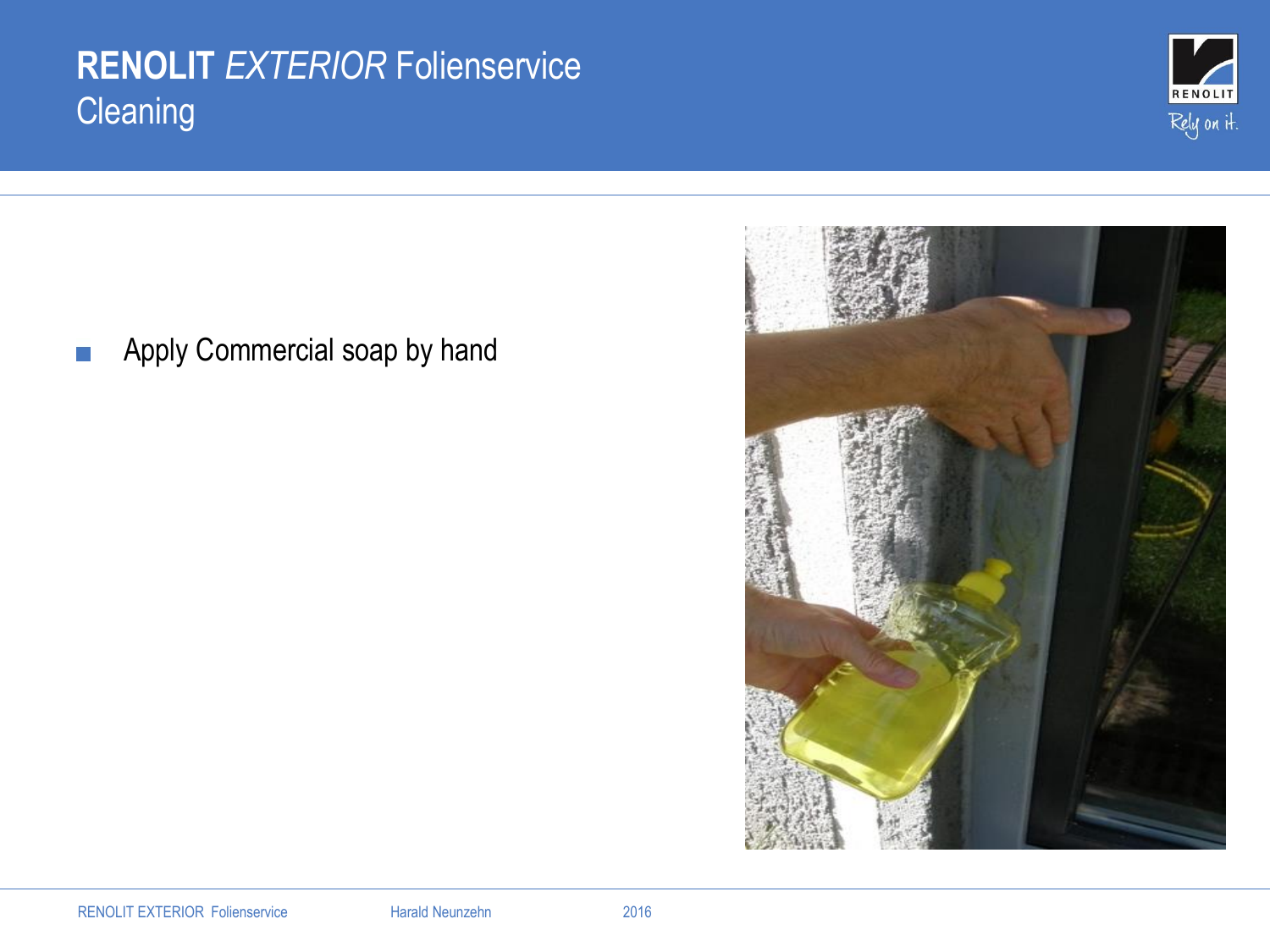# **RENOLIT** *EXTERIOR* Folienservice

## Cleaning

- Apply Commercial soap by hand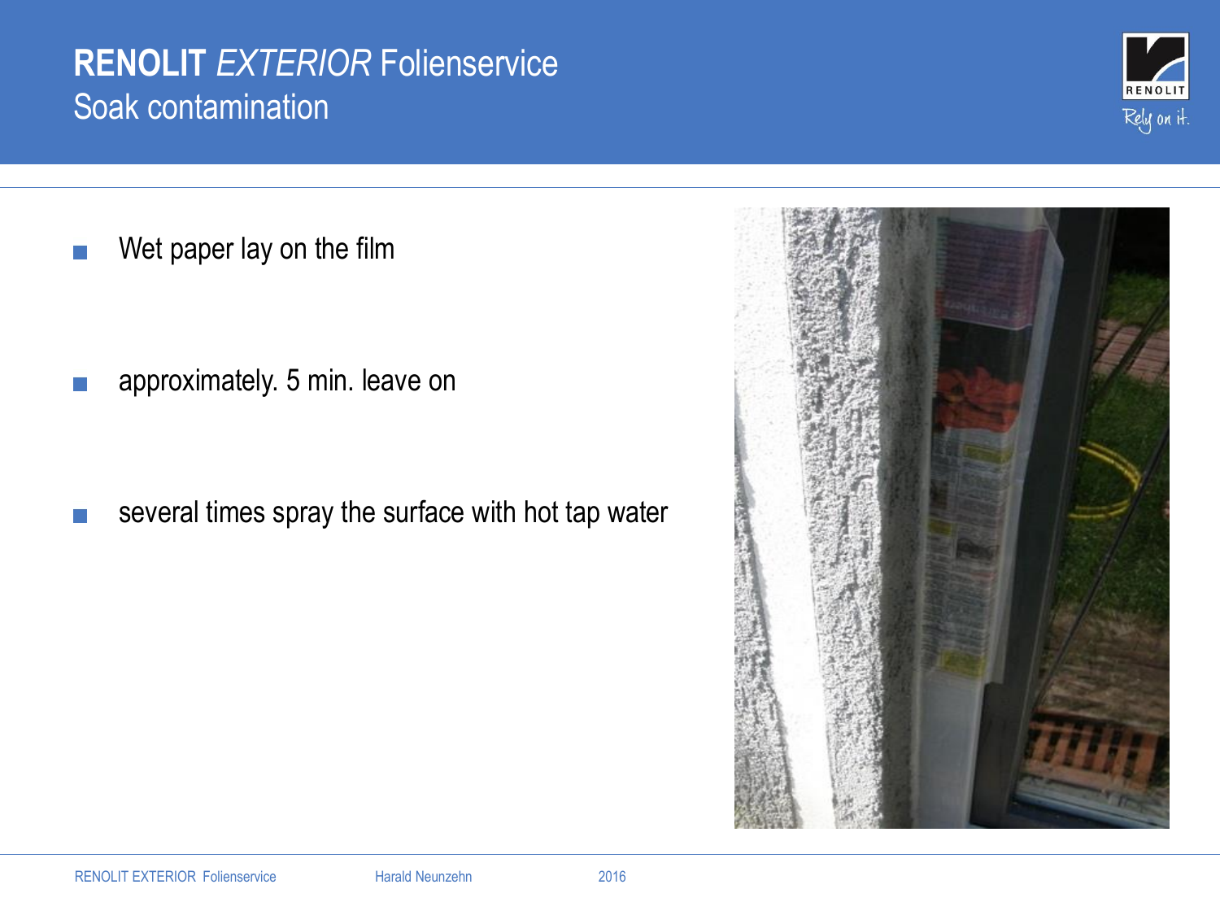# RENOLIT *EXTERIOR* Folienservice

## Soak contamination

- Wet paper lay on the film
- approximately. 5 min. leave on
- several times spray the surface with hot tap water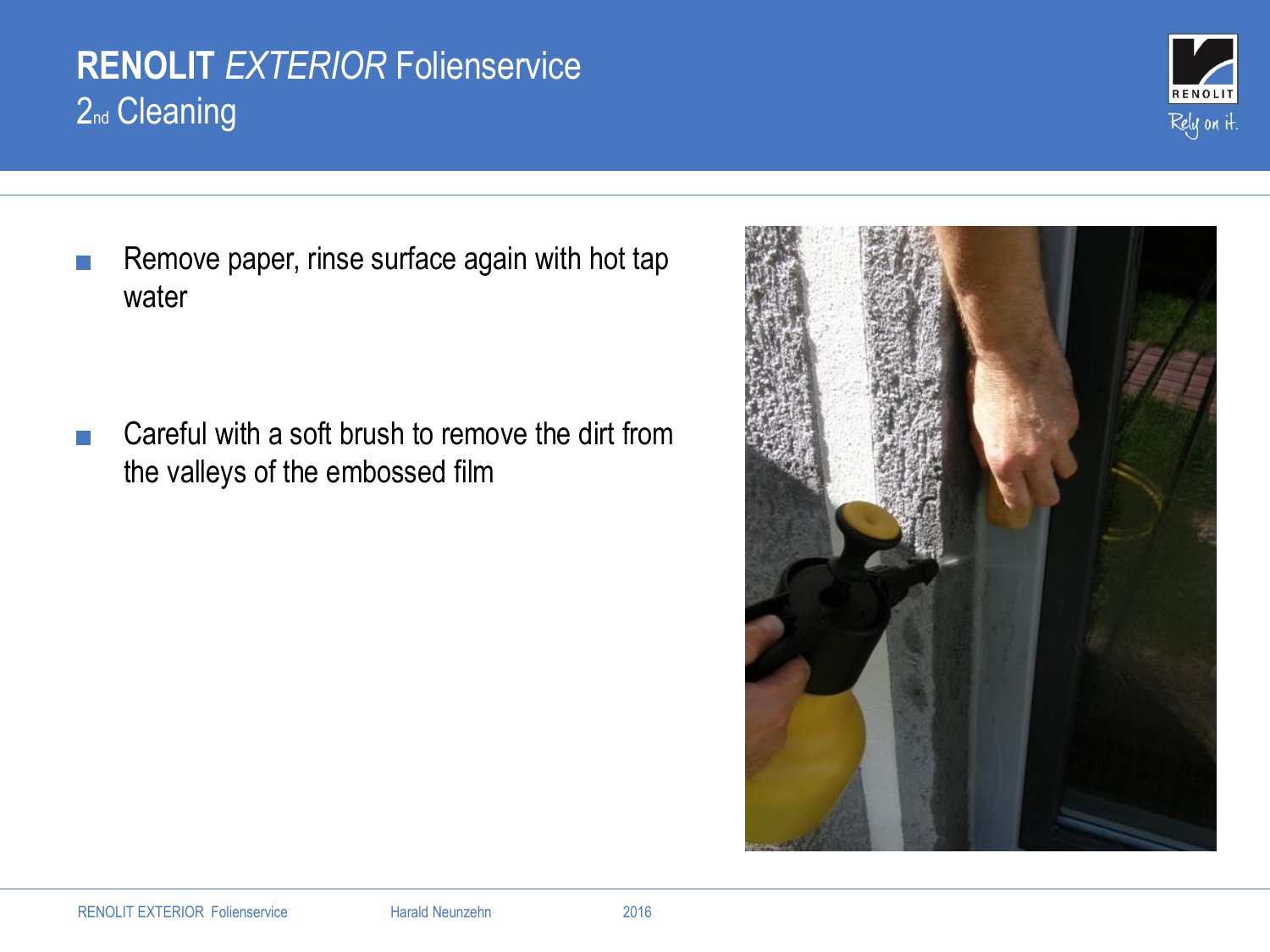# RENOLIT *EXTERIOR* Folienservice
## 2nd Cleaning

- Remove paper, rinse surface again with hot tap water

- Careful with a soft brush to remove the dirt from the valleys of the embossed film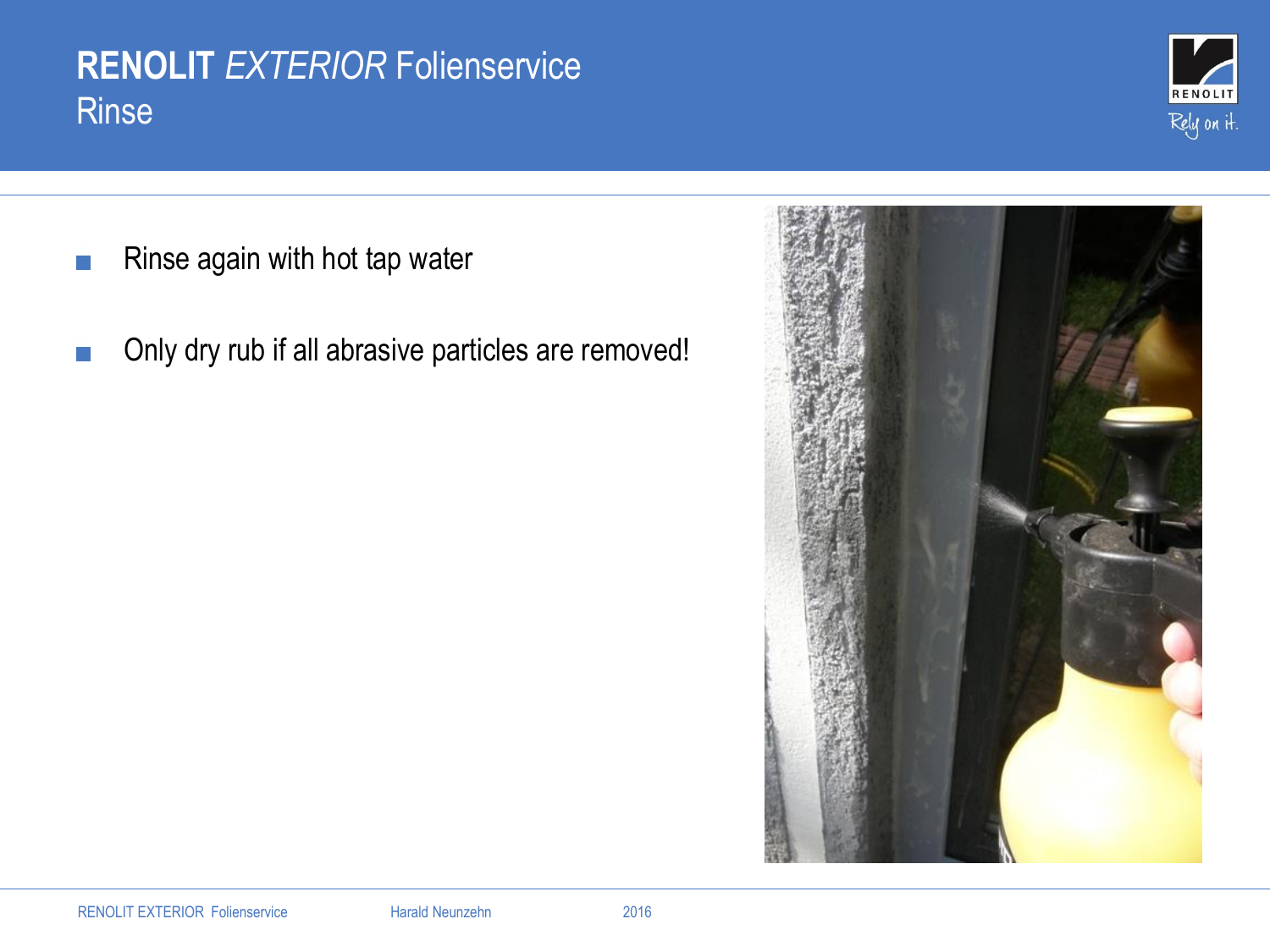# RENOLIT *EXTERIOR* Folienservice

## Rinse

- Rinse again with hot tap water
- Only dry rub if all abrasive particles are removed!